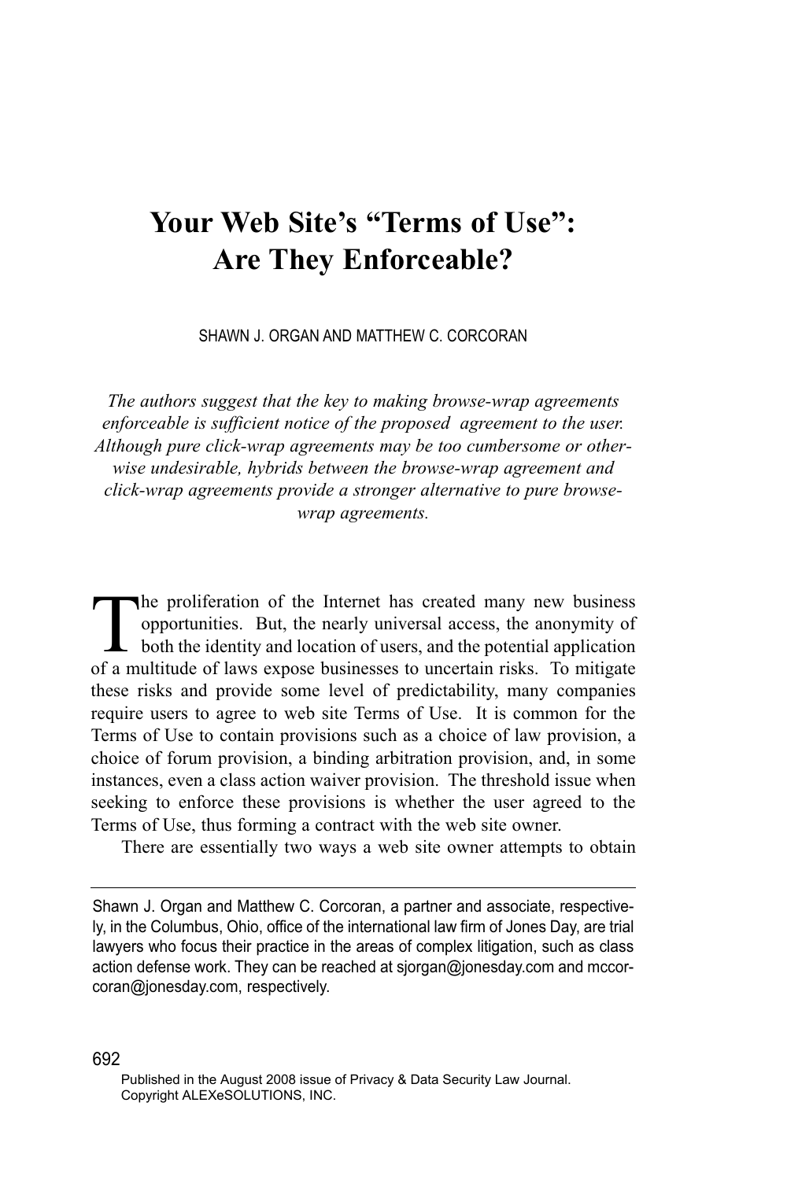# Your Web Site's "Terms of Use": Are They Enforceable?

SHAWN J. ORGAN AND MATTHEW C. CORCORAN

*The authors suggest that the key to making browse-wrap agreements enforceable is sufficient notice of the proposed agreement to the user. Although pure click-wrap agreements may be too cumbersome or otherwise undesirable, hybrids between the browse-wrap agreement and click-wrap agreements provide a stronger alternative to pure browse-wrap agreements.*

The proliferation of the Internet has created many new business opportunities. But, the nearly universal access, the anonymity of both the identity and location of users, and the potential application of a multitude of laws expose businesses to uncertain risks. To mitigate these risks and provide some level of predictability, many companies require users to agree to web site Terms of Use. It is common for the Terms of Use to contain provisions such as a choice of law provision, a choice of forum provision, a binding arbitration provision, and, in some instances, even a class action waiver provision. The threshold issue when seeking to enforce these provisions is whether the user agreed to the Terms of Use, thus forming a contract with the web site owner.

There are essentially two ways a web site owner attempts to obtain

---

Shawn J. Organ and Matthew C. Corcoran, a partner and associate, respectively, in the Columbus, Ohio, office of the international law firm of Jones Day, are trial lawyers who focus their practice in the areas of complex litigation, such as class action defense work. They can be reached at sjorgan@jonesday.com and mcorcoran@jonesday.com, respectively.

Published in the August 2008 issue of Privacy & Data Security Law Journal.
Copyright ALEXeSOLUTIONS, INC.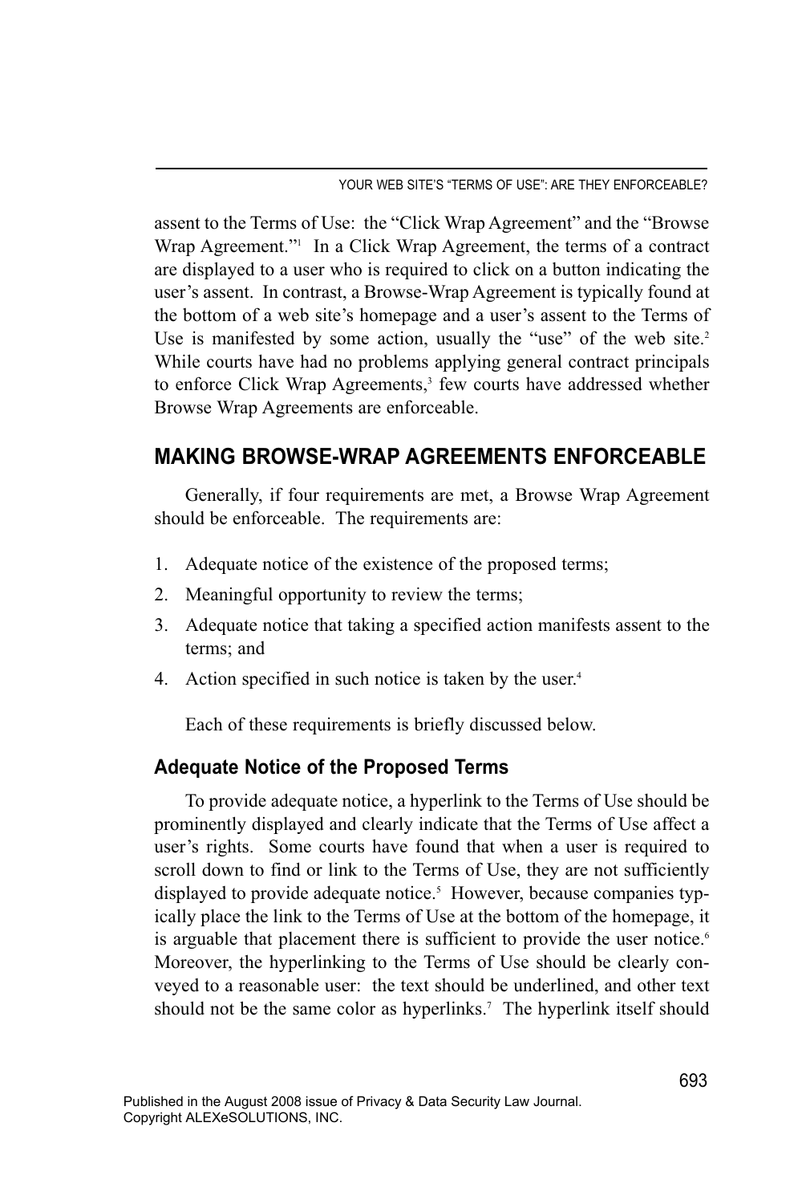assent to the Terms of Use: the "Click Wrap Agreement" and the "Browse Wrap Agreement."[1] In a Click Wrap Agreement, the terms of a contract are displayed to a user who is required to click on a button indicating the user's assent. In contrast, a Browse-Wrap Agreement is typically found at the bottom of a web site's homepage and a user's assent to the Terms of Use is manifested by some action, usually the "use" of the web site.[2] While courts have had no problems applying general contract principals to enforce Click Wrap Agreements,[3] few courts have addressed whether Browse Wrap Agreements are enforceable.

## MAKING BROWSE-WRAP AGREEMENTS ENFORCEABLE

Generally, if four requirements are met, a Browse Wrap Agreement should be enforceable. The requirements are:

1. Adequate notice of the existence of the proposed terms;
2. Meaningful opportunity to review the terms;
3. Adequate notice that taking a specified action manifests assent to the terms; and
4. Action specified in such notice is taken by the user.[4]

Each of these requirements is briefly discussed below.

### Adequate Notice of the Proposed Terms

To provide adequate notice, a hyperlink to the Terms of Use should be prominently displayed and clearly indicate that the Terms of Use affect a user's rights. Some courts have found that when a user is required to scroll down to find or link to the Terms of Use, they are not sufficiently displayed to provide adequate notice.[5] However, because companies typically place the link to the Terms of Use at the bottom of the homepage, it is arguable that placement there is sufficient to provide the user notice.[6] Moreover, the hyperlinking to the Terms of Use should be clearly conveyed to a reasonable user: the text should be underlined, and other text should not be the same color as hyperlinks.[7] The hyperlink itself should

Published in the August 2008 issue of Privacy & Data Security Law Journal.
Copyright ALEXeSOLUTIONS, INC.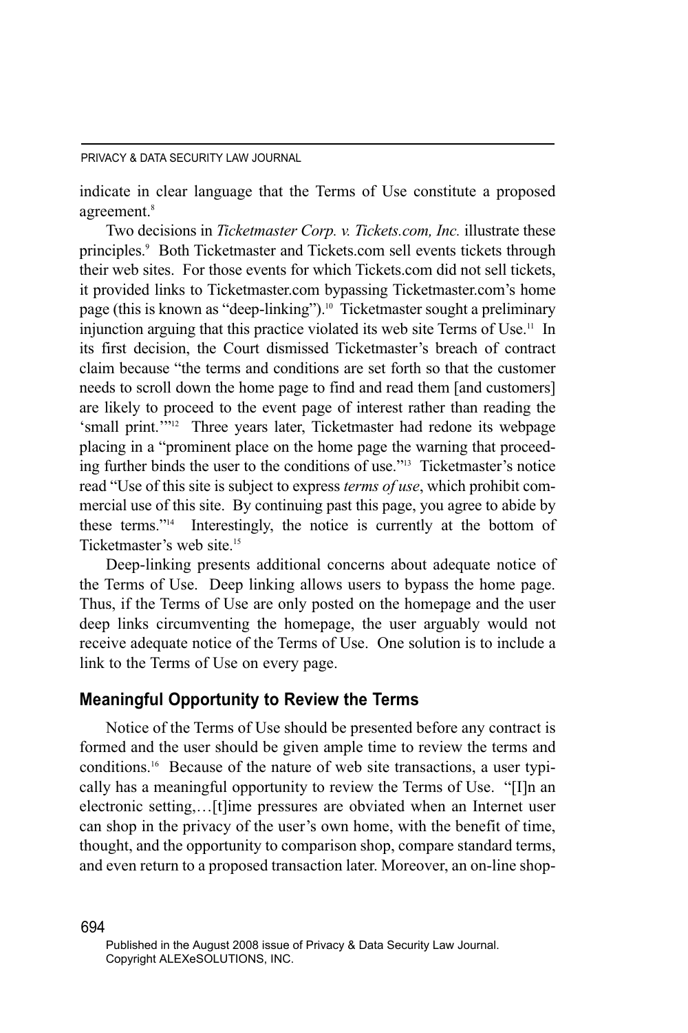indicate in clear language that the Terms of Use constitute a proposed agreement.[8]

Two decisions in *Ticketmaster Corp. v. Tickets.com, Inc.* illustrate these principles.[9] Both Ticketmaster and Tickets.com sell events tickets through their web sites. For those events for which Tickets.com did not sell tickets, it provided links to Ticketmaster.com bypassing Ticketmaster.com's home page (this is known as "deep-linking").[10] Ticketmaster sought a preliminary injunction arguing that this practice violated its web site Terms of Use.[11] In its first decision, the Court dismissed Ticketmaster's breach of contract claim because "the terms and conditions are set forth so that the customer needs to scroll down the home page to find and read them [and customers] are likely to proceed to the event page of interest rather than reading the 'small print.'"[12] Three years later, Ticketmaster had redone its webpage placing in a "prominent place on the home page the warning that proceeding further binds the user to the conditions of use."[13] Ticketmaster's notice read "Use of this site is subject to express *terms of use*, which prohibit commercial use of this site. By continuing past this page, you agree to abide by these terms."[14] Interestingly, the notice is currently at the bottom of Ticketmaster's web site.[15]

Deep-linking presents additional concerns about adequate notice of the Terms of Use. Deep linking allows users to bypass the home page. Thus, if the Terms of Use are only posted on the homepage and the user deep links circumventing the homepage, the user arguably would not receive adequate notice of the Terms of Use. One solution is to include a link to the Terms of Use on every page.

## Meaningful Opportunity to Review the Terms

Notice of the Terms of Use should be presented before any contract is formed and the user should be given ample time to review the terms and conditions.[16] Because of the nature of web site transactions, a user typically has a meaningful opportunity to review the Terms of Use. "[I]n an electronic setting,…[t]ime pressures are obviated when an Internet user can shop in the privacy of the user's own home, with the benefit of time, thought, and the opportunity to comparison shop, compare standard terms, and even return to a proposed transaction later. Moreover, an on-line shop-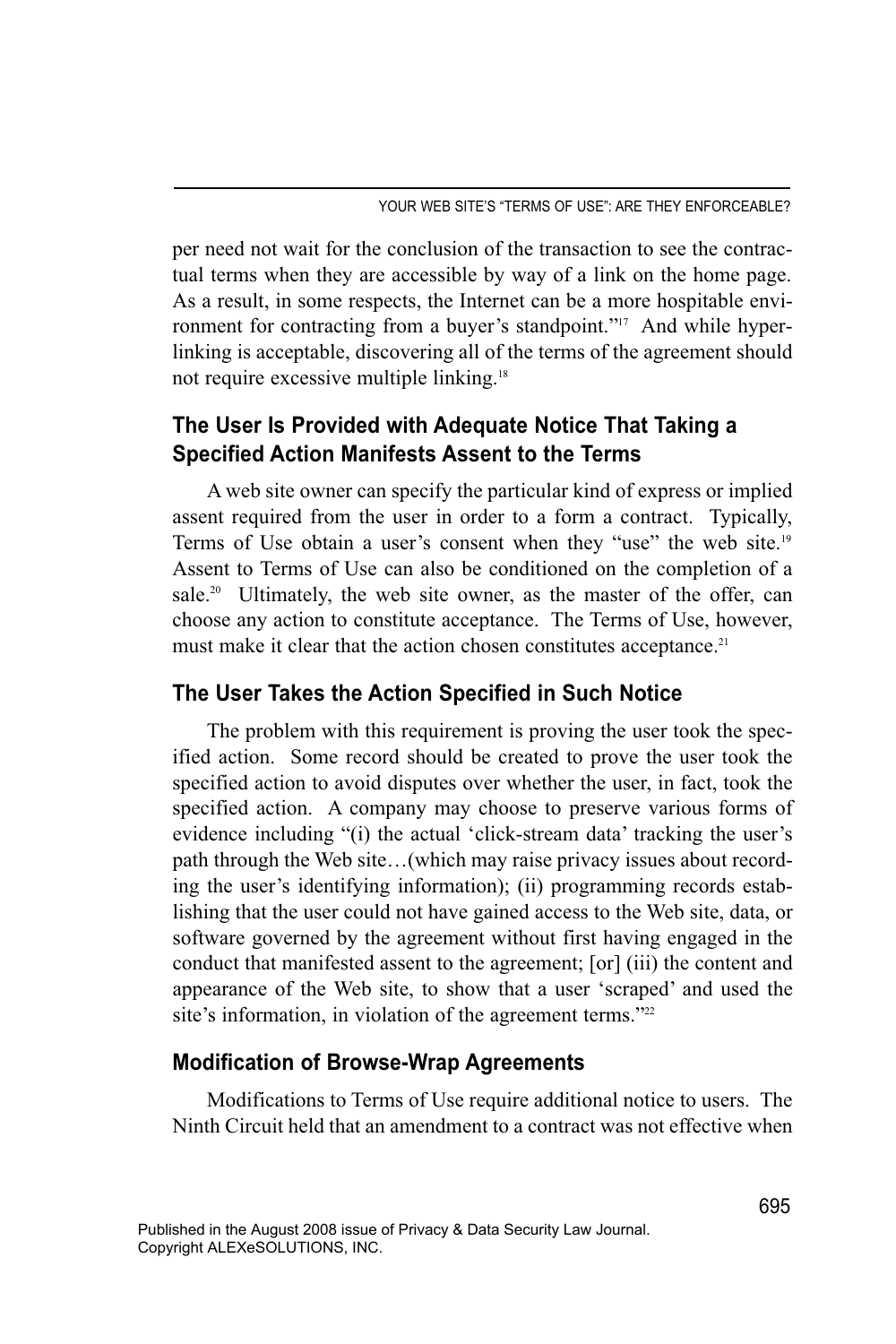per need not wait for the conclusion of the transaction to see the contractual terms when they are accessible by way of a link on the home page. As a result, in some respects, the Internet can be a more hospitable environment for contracting from a buyer's standpoint."[17] And while hyperlinking is acceptable, discovering all of the terms of the agreement should not require excessive multiple linking.[18]

### The User Is Provided with Adequate Notice That Taking a Specified Action Manifests Assent to the Terms

A web site owner can specify the particular kind of express or implied assent required from the user in order to a form a contract. Typically, Terms of Use obtain a user's consent when they "use" the web site.[19] Assent to Terms of Use can also be conditioned on the completion of a sale.[20] Ultimately, the web site owner, as the master of the offer, can choose any action to constitute acceptance. The Terms of Use, however, must make it clear that the action chosen constitutes acceptance.[21]

### The User Takes the Action Specified in Such Notice

The problem with this requirement is proving the user took the specified action. Some record should be created to prove the user took the specified action to avoid disputes over whether the user, in fact, took the specified action. A company may choose to preserve various forms of evidence including "(i) the actual 'click-stream data' tracking the user's path through the Web site…(which may raise privacy issues about recording the user's identifying information); (ii) programming records establishing that the user could not have gained access to the Web site, data, or software governed by the agreement without first having engaged in the conduct that manifested assent to the agreement; [or] (iii) the content and appearance of the Web site, to show that a user 'scraped' and used the site's information, in violation of the agreement terms."[22]

### Modification of Browse-Wrap Agreements

Modifications to Terms of Use require additional notice to users. The Ninth Circuit held that an amendment to a contract was not effective when

Published in the August 2008 issue of Privacy & Data Security Law Journal.
Copyright ALEXeSOLUTIONS, INC.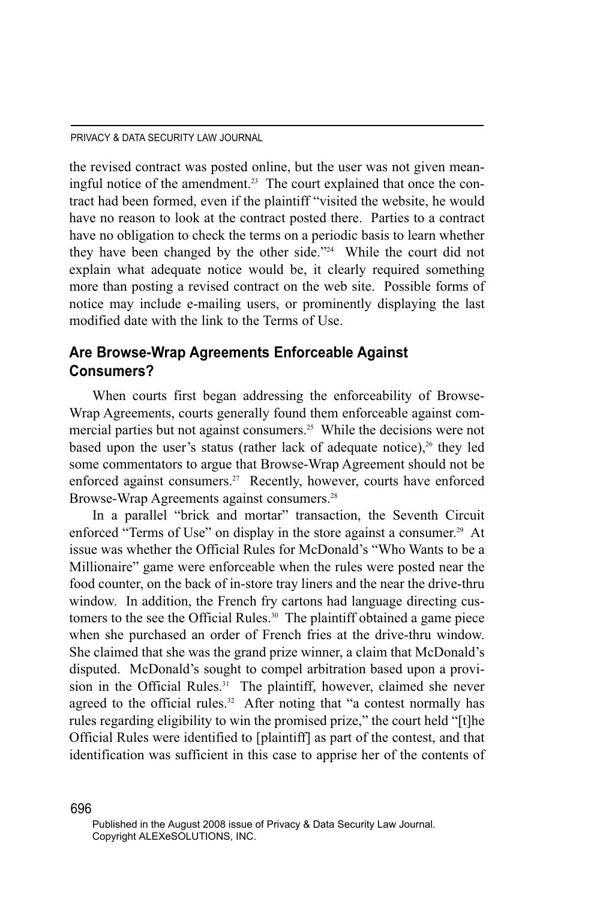the revised contract was posted online, but the user was not given meaningful notice of the amendment.[23] The court explained that once the contract had been formed, even if the plaintiff "visited the website, he would have no reason to look at the contract posted there. Parties to a contract have no obligation to check the terms on a periodic basis to learn whether they have been changed by the other side."[24] While the court did not explain what adequate notice would be, it clearly required something more than posting a revised contract on the web site. Possible forms of notice may include e-mailing users, or prominently displaying the last modified date with the link to the Terms of Use.

## Are Browse-Wrap Agreements Enforceable Against Consumers?

When courts first began addressing the enforceability of Browse-Wrap Agreements, courts generally found them enforceable against commercial parties but not against consumers.[25] While the decisions were not based upon the user's status (rather lack of adequate notice),[26] they led some commentators to argue that Browse-Wrap Agreement should not be enforced against consumers.[27] Recently, however, courts have enforced Browse-Wrap Agreements against consumers.[28]

In a parallel "brick and mortar" transaction, the Seventh Circuit enforced "Terms of Use" on display in the store against a consumer.[29] At issue was whether the Official Rules for McDonald's "Who Wants to be a Millionaire" game were enforceable when the rules were posted near the food counter, on the back of in-store tray liners and the near the drive-thru window. In addition, the French fry cartons had language directing customers to the see the Official Rules.[30] The plaintiff obtained a game piece when she purchased an order of French fries at the drive-thru window. She claimed that she was the grand prize winner, a claim that McDonald's disputed. McDonald's sought to compel arbitration based upon a provision in the Official Rules.[31] The plaintiff, however, claimed she never agreed to the official rules.[32] After noting that "a contest normally has rules regarding eligibility to win the promised prize," the court held "[t]he Official Rules were identified to [plaintiff] as part of the contest, and that identification was sufficient in this case to apprise her of the contents of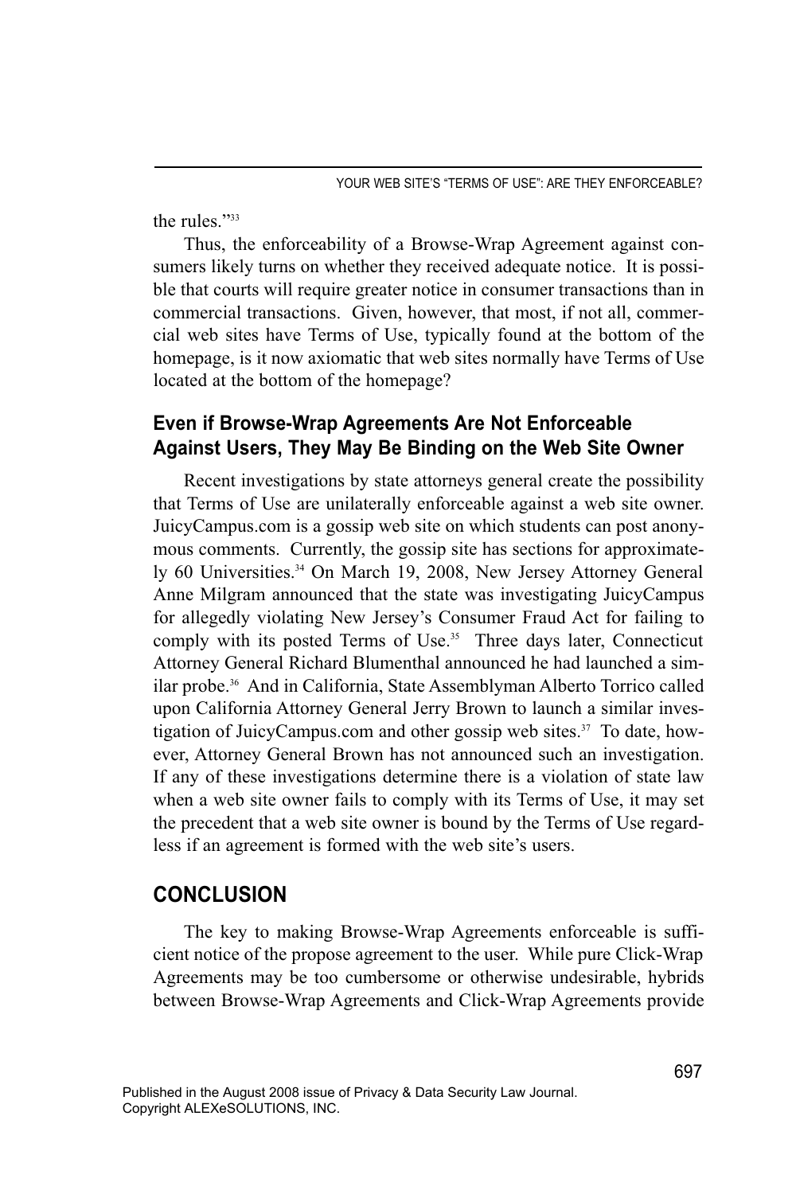the rules."[33]

Thus, the enforceability of a Browse-Wrap Agreement against consumers likely turns on whether they received adequate notice. It is possible that courts will require greater notice in consumer transactions than in commercial transactions. Given, however, that most, if not all, commercial web sites have Terms of Use, typically found at the bottom of the homepage, is it now axiomatic that web sites normally have Terms of Use located at the bottom of the homepage?

### Even if Browse-Wrap Agreements Are Not Enforceable Against Users, They May Be Binding on the Web Site Owner

Recent investigations by state attorneys general create the possibility that Terms of Use are unilaterally enforceable against a web site owner. JuicyCampus.com is a gossip web site on which students can post anonymous comments. Currently, the gossip site has sections for approximately 60 Universities.[34] On March 19, 2008, New Jersey Attorney General Anne Milgram announced that the state was investigating JuicyCampus for allegedly violating New Jersey's Consumer Fraud Act for failing to comply with its posted Terms of Use.[35] Three days later, Connecticut Attorney General Richard Blumenthal announced he had launched a similar probe.[36] And in California, State Assemblyman Alberto Torrico called upon California Attorney General Jerry Brown to launch a similar investigation of JuicyCampus.com and other gossip web sites.[37] To date, however, Attorney General Brown has not announced such an investigation. If any of these investigations determine there is a violation of state law when a web site owner fails to comply with its Terms of Use, it may set the precedent that a web site owner is bound by the Terms of Use regardless if an agreement is formed with the web site's users.

## CONCLUSION

The key to making Browse-Wrap Agreements enforceable is sufficient notice of the propose agreement to the user. While pure Click-Wrap Agreements may be too cumbersome or otherwise undesirable, hybrids between Browse-Wrap Agreements and Click-Wrap Agreements provide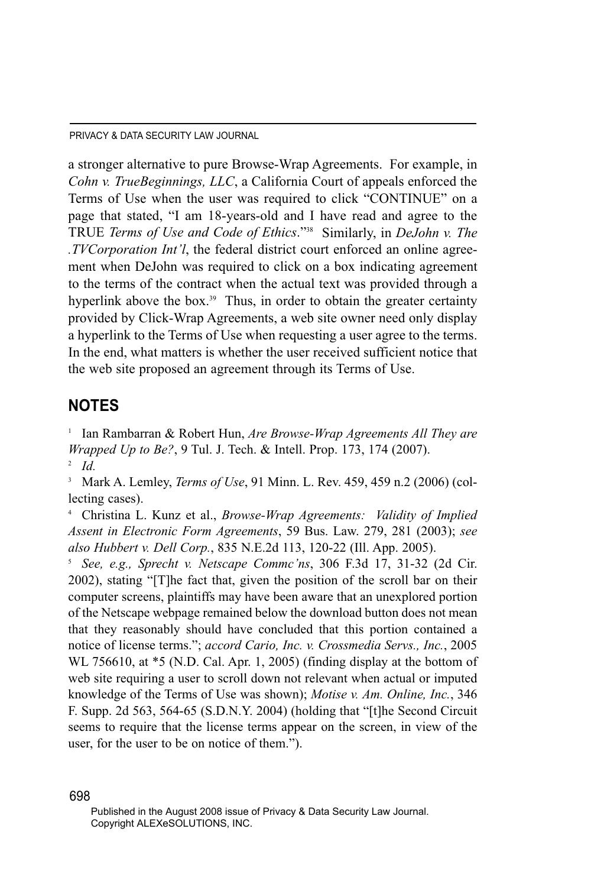a stronger alternative to pure Browse-Wrap Agreements. For example, in *Cohn v. TrueBeginnings, LLC*, a California Court of appeals enforced the Terms of Use when the user was required to click "CONTINUE" on a page that stated, "I am 18-years-old and I have read and agree to the TRUE *Terms of Use and Code of Ethics*."[38] Similarly, in *DeJohn v. The .TVCorporation Int'l*, the federal district court enforced an online agreement when DeJohn was required to click on a box indicating agreement to the terms of the contract when the actual text was provided through a hyperlink above the box.[39] Thus, in order to obtain the greater certainty provided by Click-Wrap Agreements, a web site owner need only display a hyperlink to the Terms of Use when requesting a user agree to the terms. In the end, what matters is whether the user received sufficient notice that the web site proposed an agreement through its Terms of Use.

## NOTES

[1] Ian Rambarran & Robert Hun, *Are Browse-Wrap Agreements All They are Wrapped Up to Be?*, 9 Tul. J. Tech. & Intell. Prop. 173, 174 (2007).

[2] *Id.*

[3] Mark A. Lemley, *Terms of Use*, 91 Minn. L. Rev. 459, 459 n.2 (2006) (collecting cases).

[4] Christina L. Kunz et al., *Browse-Wrap Agreements: Validity of Implied Assent in Electronic Form Agreements*, 59 Bus. Law. 279, 281 (2003); *see also Hubbert v. Dell Corp.*, 835 N.E.2d 113, 120-22 (Ill. App. 2005).

[5] *See, e.g., Sprecht v. Netscape Commc'ns*, 306 F.3d 17, 31-32 (2d Cir. 2002), stating "[T]he fact that, given the position of the scroll bar on their computer screens, plaintiffs may have been aware that an unexplored portion of the Netscape webpage remained below the download button does not mean that they reasonably should have concluded that this portion contained a notice of license terms."; *accord Cario, Inc. v. Crossmedia Servs., Inc.*, 2005 WL 756610, at *5 (N.D. Cal. Apr. 1, 2005) (finding display at the bottom of web site requiring a user to scroll down not relevant when actual or imputed knowledge of the Terms of Use was shown); *Motise v. Am. Online, Inc.*, 346 F. Supp. 2d 563, 564-65 (S.D.N.Y. 2004) (holding that "[t]he Second Circuit seems to require that the license terms appear on the screen, in view of the user, for the user to be on notice of them.").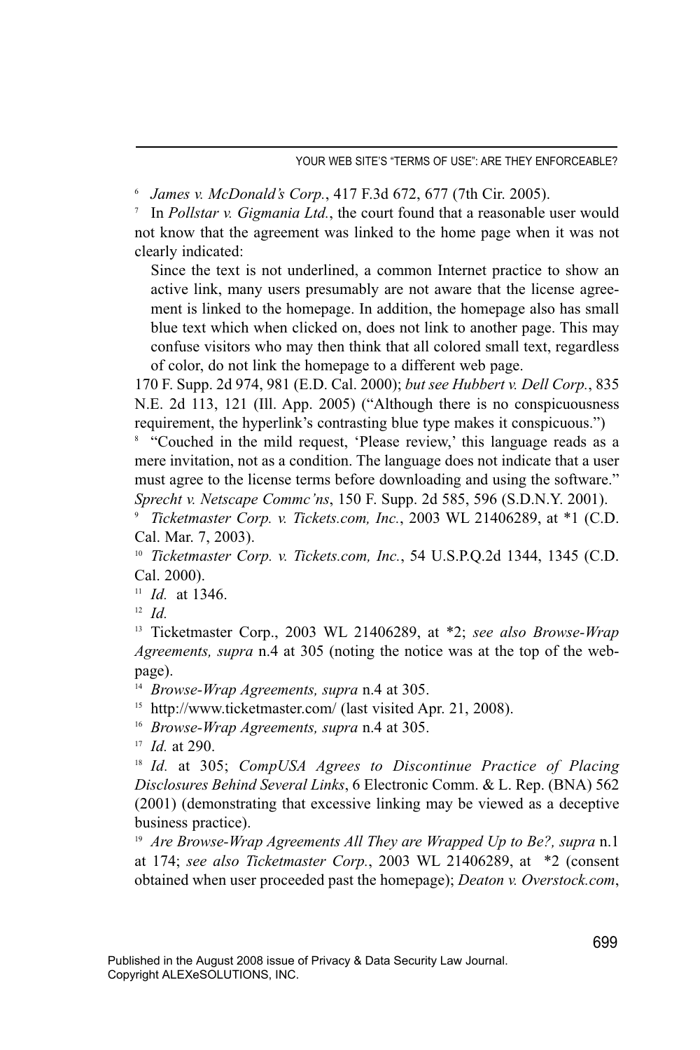[6] *James v. McDonald's Corp.*, 417 F.3d 672, 677 (7th Cir. 2005).

[7] In *Pollstar v. Gigmania Ltd.*, the court found that a reasonable user would not know that the agreement was linked to the home page when it was not clearly indicated:

> Since the text is not underlined, a common Internet practice to show an active link, many users presumably are not aware that the license agreement is linked to the homepage. In addition, the homepage also has small blue text which when clicked on, does not link to another page. This may confuse visitors who may then think that all colored small text, regardless of color, do not link the homepage to a different web page.

170 F. Supp. 2d 974, 981 (E.D. Cal. 2000); *but see Hubbert v. Dell Corp.*, 835 N.E. 2d 113, 121 (Ill. App. 2005) ("Although there is no conspicuousness requirement, the hyperlink's contrasting blue type makes it conspicuous.")

[8] "Couched in the mild request, 'Please review,' this language reads as a mere invitation, not as a condition. The language does not indicate that a user must agree to the license terms before downloading and using the software." *Sprecht v. Netscape Commc'ns*, 150 F. Supp. 2d 585, 596 (S.D.N.Y. 2001).

[9] *Ticketmaster Corp. v. Tickets.com, Inc.*, 2003 WL 21406289, at *1 (C.D. Cal. Mar. 7, 2003).

[10] *Ticketmaster Corp. v. Tickets.com, Inc.*, 54 U.S.P.Q.2d 1344, 1345 (C.D. Cal. 2000).

[11] *Id.* at 1346.

[12] *Id.*

[13] Ticketmaster Corp., 2003 WL 21406289, at *2; *see also Browse-Wrap Agreements, supra* n.4 at 305 (noting the notice was at the top of the webpage).

[14] *Browse-Wrap Agreements, supra* n.4 at 305.

[15] http://www.ticketmaster.com/ (last visited Apr. 21, 2008).

[16] *Browse-Wrap Agreements, supra* n.4 at 305.

[17] *Id.* at 290.

[18] *Id.* at 305; *CompUSA Agrees to Discontinue Practice of Placing Disclosures Behind Several Links*, 6 Electronic Comm. & L. Rep. (BNA) 562 (2001) (demonstrating that excessive linking may be viewed as a deceptive business practice).

[19] *Are Browse-Wrap Agreements All They are Wrapped Up to Be?, supra* n.1 at 174; *see also Ticketmaster Corp.*, 2003 WL 21406289, at *2 (consent obtained when user proceeded past the homepage); *Deaton v. Overstock.com*,

Published in the August 2008 issue of Privacy & Data Security Law Journal.
Copyright ALEXeSOLUTIONS, INC.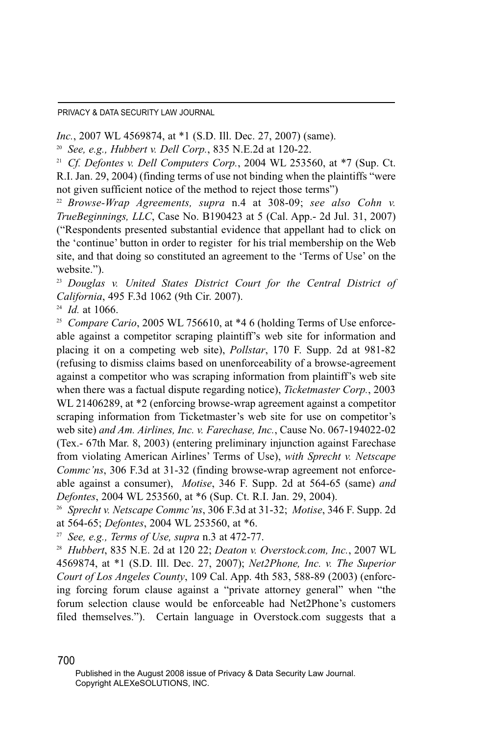*Inc.*, 2007 WL 4569874, at *1 (S.D. Ill. Dec. 27, 2007) (same).

[20] *See, e.g., Hubbert v. Dell Corp.*, 835 N.E.2d at 120-22.

[21] *Cf. Defontes v. Dell Computers Corp.*, 2004 WL 253560, at *7 (Sup. Ct. R.I. Jan. 29, 2004) (finding terms of use not binding when the plaintiffs "were not given sufficient notice of the method to reject those terms")

[22] *Browse-Wrap Agreements, supra* n.4 at 308-09; *see also Cohn v. TrueBeginnings, LLC*, Case No. B190423 at 5 (Cal. App.- 2d Jul. 31, 2007) ("Respondents presented substantial evidence that appellant had to click on the 'continue' button in order to register for his trial membership on the Web site, and that doing so constituted an agreement to the 'Terms of Use' on the website.").

[23] *Douglas v. United States District Court for the Central District of California*, 495 F.3d 1062 (9th Cir. 2007).

[24] *Id.* at 1066.

[25] *Compare Cario*, 2005 WL 756610, at *4 6 (holding Terms of Use enforceable against a competitor scraping plaintiff's web site for information and placing it on a competing web site), *Pollstar*, 170 F. Supp. 2d at 981-82 (refusing to dismiss claims based on unenforceability of a browse-agreement against a competitor who was scraping information from plaintiff's web site when there was a factual dispute regarding notice), *Ticketmaster Corp.*, 2003 WL 21406289, at *2 (enforcing browse-wrap agreement against a competitor scraping information from Ticketmaster's web site for use on competitor's web site) *and Am. Airlines, Inc. v. Farechase, Inc.*, Cause No. 067-194022-02 (Tex.- 67th Mar. 8, 2003) (entering preliminary injunction against Farechase from violating American Airlines' Terms of Use), *with Sprecht v. Netscape Commc'ns*, 306 F.3d at 31-32 (finding browse-wrap agreement not enforceable against a consumer), *Motise*, 346 F. Supp. 2d at 564-65 (same) *and Defontes*, 2004 WL 253560, at *6 (Sup. Ct. R.I. Jan. 29, 2004).

[26] *Sprecht v. Netscape Commc'ns*, 306 F.3d at 31-32; *Motise*, 346 F. Supp. 2d at 564-65; *Defontes*, 2004 WL 253560, at *6.

[27] *See, e.g., Terms of Use, supra* n.3 at 472-77.

[28] *Hubbert*, 835 N.E. 2d at 120 22; *Deaton v. Overstock.com, Inc.*, 2007 WL 4569874, at *1 (S.D. Ill. Dec. 27, 2007); *Net2Phone, Inc. v. The Superior Court of Los Angeles County*, 109 Cal. App. 4th 583, 588-89 (2003) (enforcing forcing forum clause against a "private attorney general" when "the forum selection clause would be enforceable had Net2Phone's customers filed themselves."). Certain language in Overstock.com suggests that a

Published in the August 2008 issue of Privacy & Data Security Law Journal. Copyright ALEXeSOLUTIONS, INC.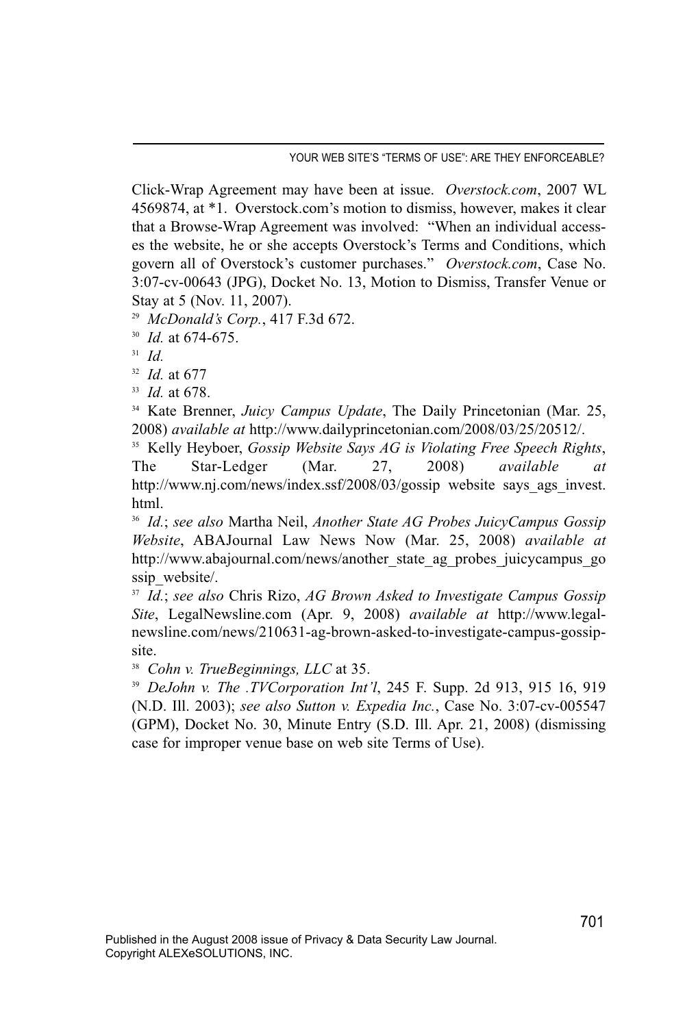Click-Wrap Agreement may have been at issue. *Overstock.com*, 2007 WL 4569874, at *1. Overstock.com's motion to dismiss, however, makes it clear that a Browse-Wrap Agreement was involved: "When an individual accesses the website, he or she accepts Overstock's Terms and Conditions, which govern all of Overstock's customer purchases." *Overstock.com*, Case No. 3:07-cv-00643 (JPG), Docket No. 13, Motion to Dismiss, Transfer Venue or Stay at 5 (Nov. 11, 2007).

[29] *McDonald's Corp.*, 417 F.3d 672.

[30] *Id.* at 674-675.

[31] *Id.*

[32] *Id.* at 677

[33] *Id.* at 678.

[34] Kate Brenner, *Juicy Campus Update*, The Daily Princetonian (Mar. 25, 2008) *available at* http://www.dailyprincetonian.com/2008/03/25/20512/.

[35] Kelly Heyboer, *Gossip Website Says AG is Violating Free Speech Rights*, The Star-Ledger (Mar. 27, 2008) *available at* http://www.nj.com/news/index.ssf/2008/03/gossip website says_ags_invest.html.

[36] *Id.*; *see also* Martha Neil, *Another State AG Probes JuicyCampus Gossip Website*, ABAJournal Law News Now (Mar. 25, 2008) *available at* http://www.abajournal.com/news/another_state_ag_probes_juicycampus_gossip_website/.

[37] *Id.*; *see also* Chris Rizo, *AG Brown Asked to Investigate Campus Gossip Site*, LegalNewsline.com (Apr. 9, 2008) *available at* http://www.legalnewsline.com/news/210631-ag-brown-asked-to-investigate-campus-gossip-site.

[38] *Cohn v. TrueBeginnings, LLC* at 35.

[39] *DeJohn v. The .TVCorporation Int'l*, 245 F. Supp. 2d 913, 915 16, 919 (N.D. Ill. 2003); *see also Sutton v. Expedia Inc.*, Case No. 3:07-cv-005547 (GPM), Docket No. 30, Minute Entry (S.D. Ill. Apr. 21, 2008) (dismissing case for improper venue base on web site Terms of Use).